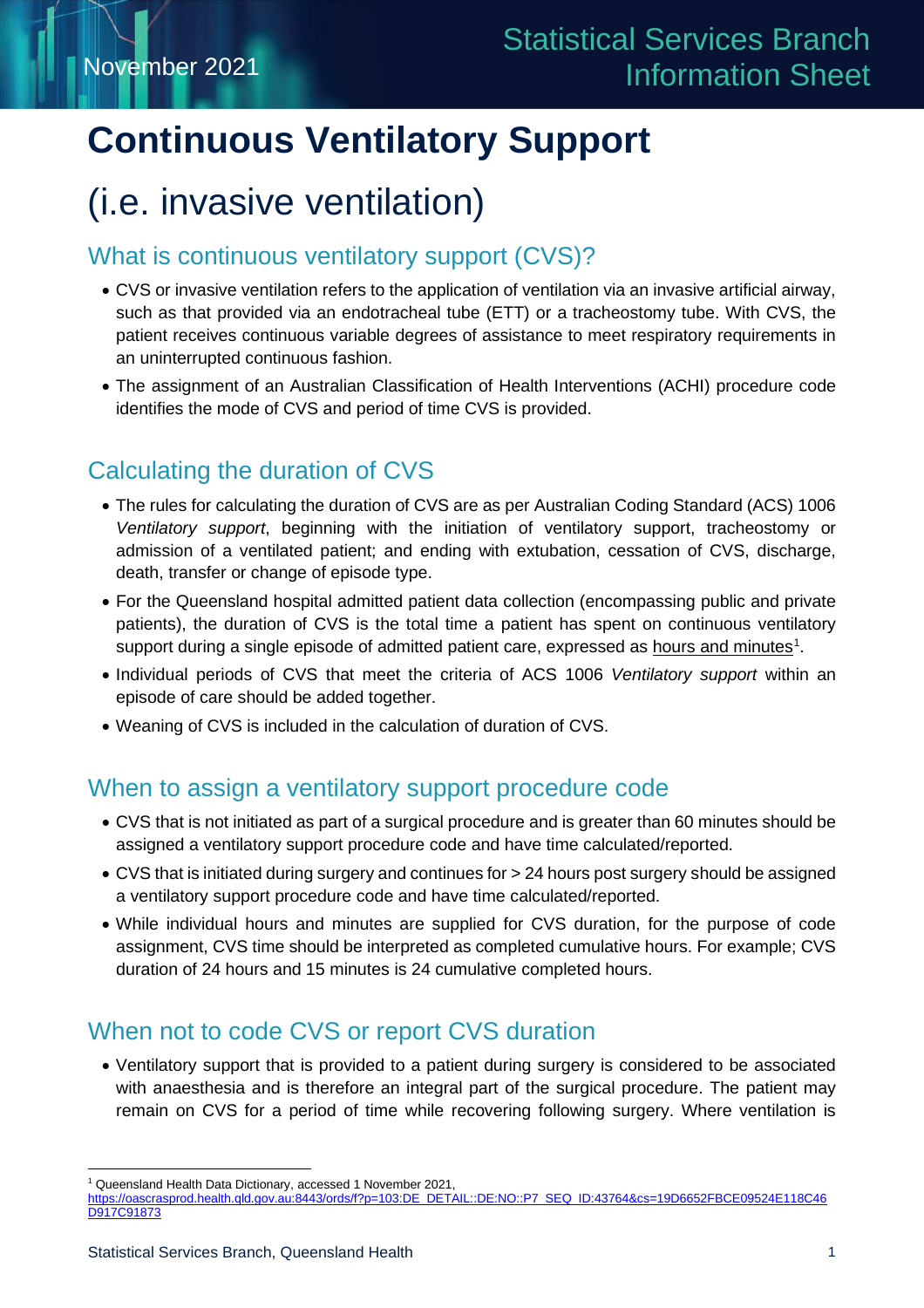November 2021

Statistical Services Branch Information Sheet

# Continuous Ventilatory Support

# (i.e. invasive ventilation)

## What is continuous ventilatory support (CVS)?

- CVS or invasive ventilation refers to the application of ventilation via an invasive artificial airway, such as that provided via an endotracheal tube (ETT) or a tracheostomy tube. With CVS, the patient receives continuous variable degrees of assistance to meet respiratory requirements in an uninterrupted continuous fashion.
- The assignment of an Australian Classification of Health Interventions (ACHI) procedure code identifies the mode of CVS and period of time CVS is provided.

## Calculating the duration of CVS

- The rules for calculating the duration of CVS are as per Australian Coding Standard (ACS) 1006 *Ventilatory support*, beginning with the initiation of ventilatory support, tracheostomy or admission of a ventilated patient; and ending with extubation, cessation of CVS, discharge, death, transfer or change of episode type.
- For the Queensland hospital admitted patient data collection (encompassing public and private patients), the duration of CVS is the total time a patient has spent on continuous ventilatory support during a single episode of admitted patient care, expressed as hours and minutes[1].
- Individual periods of CVS that meet the criteria of ACS 1006 *Ventilatory support* within an episode of care should be added together.
- Weaning of CVS is included in the calculation of duration of CVS.

## When to assign a ventilatory support procedure code

- CVS that is not initiated as part of a surgical procedure and is greater than 60 minutes should be assigned a ventilatory support procedure code and have time calculated/reported.
- CVS that is initiated during surgery and continues for > 24 hours post surgery should be assigned a ventilatory support procedure code and have time calculated/reported.
- While individual hours and minutes are supplied for CVS duration, for the purpose of code assignment, CVS time should be interpreted as completed cumulative hours. For example; CVS duration of 24 hours and 15 minutes is 24 cumulative completed hours.

## When not to code CVS or report CVS duration

- Ventilatory support that is provided to a patient during surgery is considered to be associated with anaesthesia and is therefore an integral part of the surgical procedure. The patient may remain on CVS for a period of time while recovering following surgery. Where ventilation is

---

[1] Queensland Health Data Dictionary, accessed 1 November 2021, https://oascrasprod.health.qld.gov.au:8443/ords/f?p=103:DE_DETAIL::DE:NO::P7_SEQ_ID:43764&cs=19D6652FBCE09524E118C46D917C91873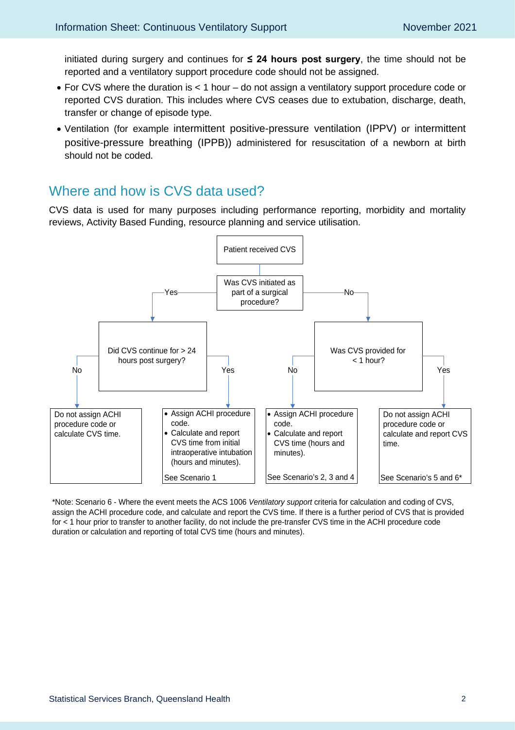initiated during surgery and continues for **≤ 24 hours post surgery**, the time should not be reported and a ventilatory support procedure code should not be assigned.

- For CVS where the duration is < 1 hour – do not assign a ventilatory support procedure code or reported CVS duration. This includes where CVS ceases due to extubation, discharge, death, transfer or change of episode type.
- Ventilation (for example intermittent positive-pressure ventilation (IPPV) or intermittent positive-pressure breathing (IPPB)) administered for resuscitation of a newborn at birth should not be coded.

## Where and how is CVS data used?

CVS data is used for many purposes including performance reporting, morbidity and mortality reviews, Activity Based Funding, resource planning and service utilisation.

Patient received CVS

Was CVS initiated as part of a surgical procedure?

- Yes → Did CVS continue for > 24 hours post surgery?
  - No → Do not assign ACHI procedure code or calculate CVS time.
  - Yes →
    - Assign ACHI procedure code.
    - Calculate and report CVS time from initial intraoperative intubation (hours and minutes).

    See Scenario 1
- No → Was CVS provided for < 1 hour?
  - No →
    - Assign ACHI procedure code.
    - Calculate and report CVS time (hours and minutes).

    See Scenario's 2, 3 and 4
  - Yes → Do not assign ACHI procedure code or calculate and report CVS time.

    See Scenario's 5 and 6*

*Note: Scenario 6 - Where the event meets the ACS 1006 *Ventilatory support* criteria for calculation and coding of CVS, assign the ACHI procedure code, and calculate and report the CVS time. If there is a further period of CVS that is provided for < 1 hour prior to transfer to another facility, do not include the pre-transfer CVS time in the ACHI procedure code duration or calculation and reporting of total CVS time (hours and minutes).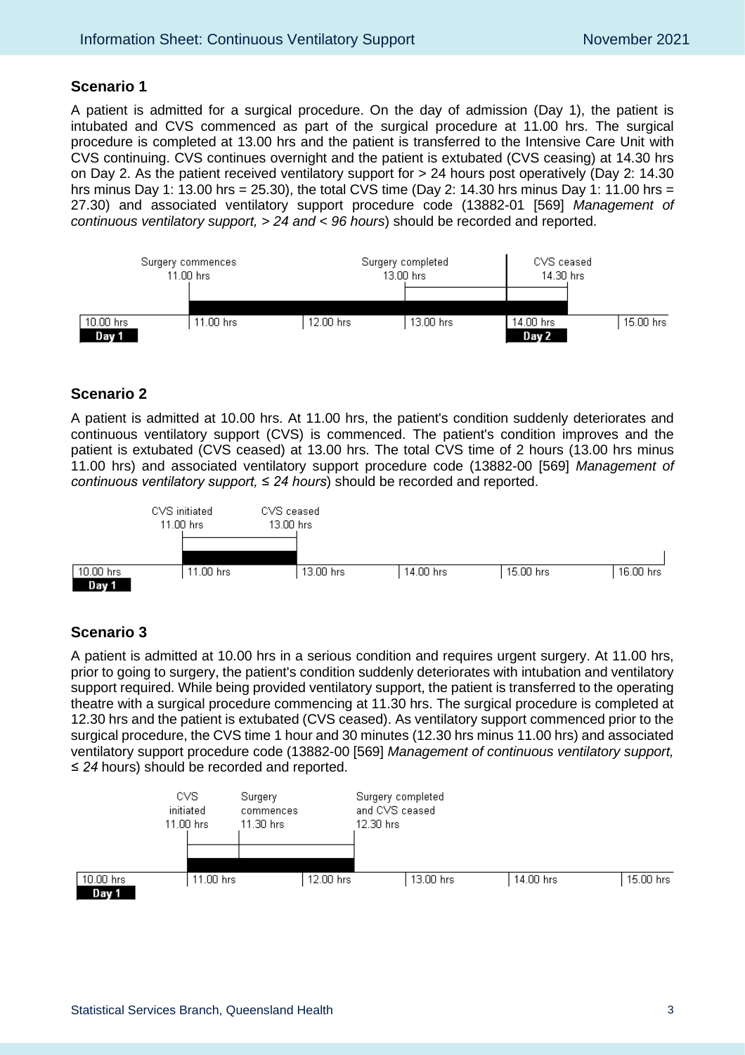## Scenario 1

A patient is admitted for a surgical procedure. On the day of admission (Day 1), the patient is intubated and CVS commenced as part of the surgical procedure at 11.00 hrs. The surgical procedure is completed at 13.00 hrs and the patient is transferred to the Intensive Care Unit with CVS continuing. CVS continues overnight and the patient is extubated (CVS ceasing) at 14.30 hrs on Day 2. As the patient received ventilatory support for > 24 hours post operatively (Day 2: 14.30 hrs minus Day 1: 13.00 hrs = 25.30), the total CVS time (Day 2: 14.30 hrs minus Day 1: 11.00 hrs = 27.30) and associated ventilatory support procedure code (13882-01 [569] *Management of continuous ventilatory support, > 24 and < 96 hours*) should be recorded and reported.

Surgery commences 11.00 hrs | Surgery completed 13.00 hrs | CVS ceased 14.30 hrs

10.00 hrs **Day 1** | 11.00 hrs | 12.00 hrs | 13.00 hrs | 14.00 hrs **Day 2** | 15.00 hrs

## Scenario 2

A patient is admitted at 10.00 hrs. At 11.00 hrs, the patient's condition suddenly deteriorates and continuous ventilatory support (CVS) is commenced. The patient's condition improves and the patient is extubated (CVS ceased) at 13.00 hrs. The total CVS time of 2 hours (13.00 hrs minus 11.00 hrs) and associated ventilatory support procedure code (13882-00 [569] *Management of continuous ventilatory support, ≤ 24 hours*) should be recorded and reported.

CVS initiated 11.00 hrs | CVS ceased 13.00 hrs

10.00 hrs **Day 1** | 11.00 hrs | 13.00 hrs | 14.00 hrs | 15.00 hrs | 16.00 hrs

## Scenario 3

A patient is admitted at 10.00 hrs in a serious condition and requires urgent surgery. At 11.00 hrs, prior to going to surgery, the patient's condition suddenly deteriorates with intubation and ventilatory support required. While being provided ventilatory support, the patient is transferred to the operating theatre with a surgical procedure commencing at 11.30 hrs. The surgical procedure is completed at 12.30 hrs and the patient is extubated (CVS ceased). As ventilatory support commenced prior to the surgical procedure, the CVS time 1 hour and 30 minutes (12.30 hrs minus 11.00 hrs) and associated ventilatory support procedure code (13882-00 [569] *Management of continuous ventilatory support, ≤ 24* hours) should be recorded and reported.

CVS initiated 11.00 hrs | Surgery commences 11.30 hrs | Surgery completed and CVS ceased 12.30 hrs

10.00 hrs **Day 1** | 11.00 hrs | 12.00 hrs | 13.00 hrs | 14.00 hrs | 15.00 hrs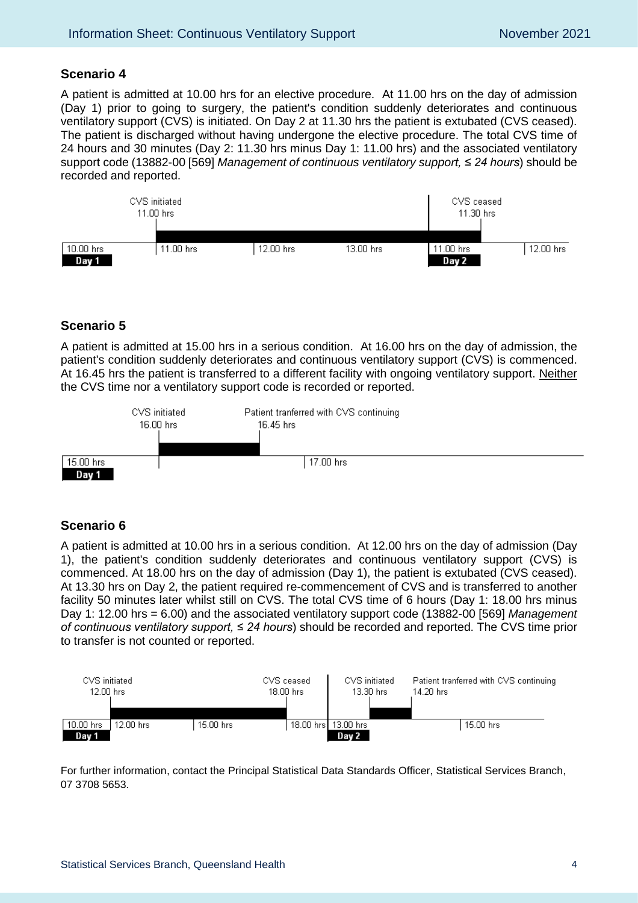### Scenario 4

A patient is admitted at 10.00 hrs for an elective procedure. At 11.00 hrs on the day of admission (Day 1) prior to going to surgery, the patient's condition suddenly deteriorates and continuous ventilatory support (CVS) is initiated. On Day 2 at 11.30 hrs the patient is extubated (CVS ceased). The patient is discharged without having undergone the elective procedure. The total CVS time of 24 hours and 30 minutes (Day 2: 11.30 hrs minus Day 1: 11.00 hrs) and the associated ventilatory support code (13882-00 [569] *Management of continuous ventilatory support, ≤ 24 hours*) should be recorded and reported.

CVS initiated
11.00 hrs
CVS ceased
11.30 hrs
10.00 hrs
Day 1
11.00 hrs
12.00 hrs
13.00 hrs
11.00 hrs
Day 2
12.00 hrs

### Scenario 5

A patient is admitted at 15.00 hrs in a serious condition. At 16.00 hrs on the day of admission, the patient's condition suddenly deteriorates and continuous ventilatory support (CVS) is commenced. At 16.45 hrs the patient is transferred to a different facility with ongoing ventilatory support. Neither the CVS time nor a ventilatory support code is recorded or reported.

CVS initiated
16.00 hrs
Patient tranferred with CVS continuing
16.45 hrs
15.00 hrs
Day 1
17.00 hrs

### Scenario 6

A patient is admitted at 10.00 hrs in a serious condition. At 12.00 hrs on the day of admission (Day 1), the patient's condition suddenly deteriorates and continuous ventilatory support (CVS) is commenced. At 18.00 hrs on the day of admission (Day 1), the patient is extubated (CVS ceased). At 13.30 hrs on Day 2, the patient required re-commencement of CVS and is transferred to another facility 50 minutes later whilst still on CVS. The total CVS time of 6 hours (Day 1: 18.00 hrs minus Day 1: 12.00 hrs = 6.00) and the associated ventilatory support code (13882-00 [569] *Management of continuous ventilatory support, ≤ 24 hours*) should be recorded and reported. The CVS time prior to transfer is not counted or reported.

CVS initiated
12.00 hrs
CVS ceased
18.00 hrs
CVS initiated
13.30 hrs
Patient tranferred with CVS continuing
14.20 hrs
10.00 hrs
Day 1
12.00 hrs
15.00 hrs
18.00 hrs
13.00 hrs
Day 2
15.00 hrs

For further information, contact the Principal Statistical Data Standards Officer, Statistical Services Branch, 07 3708 5653.